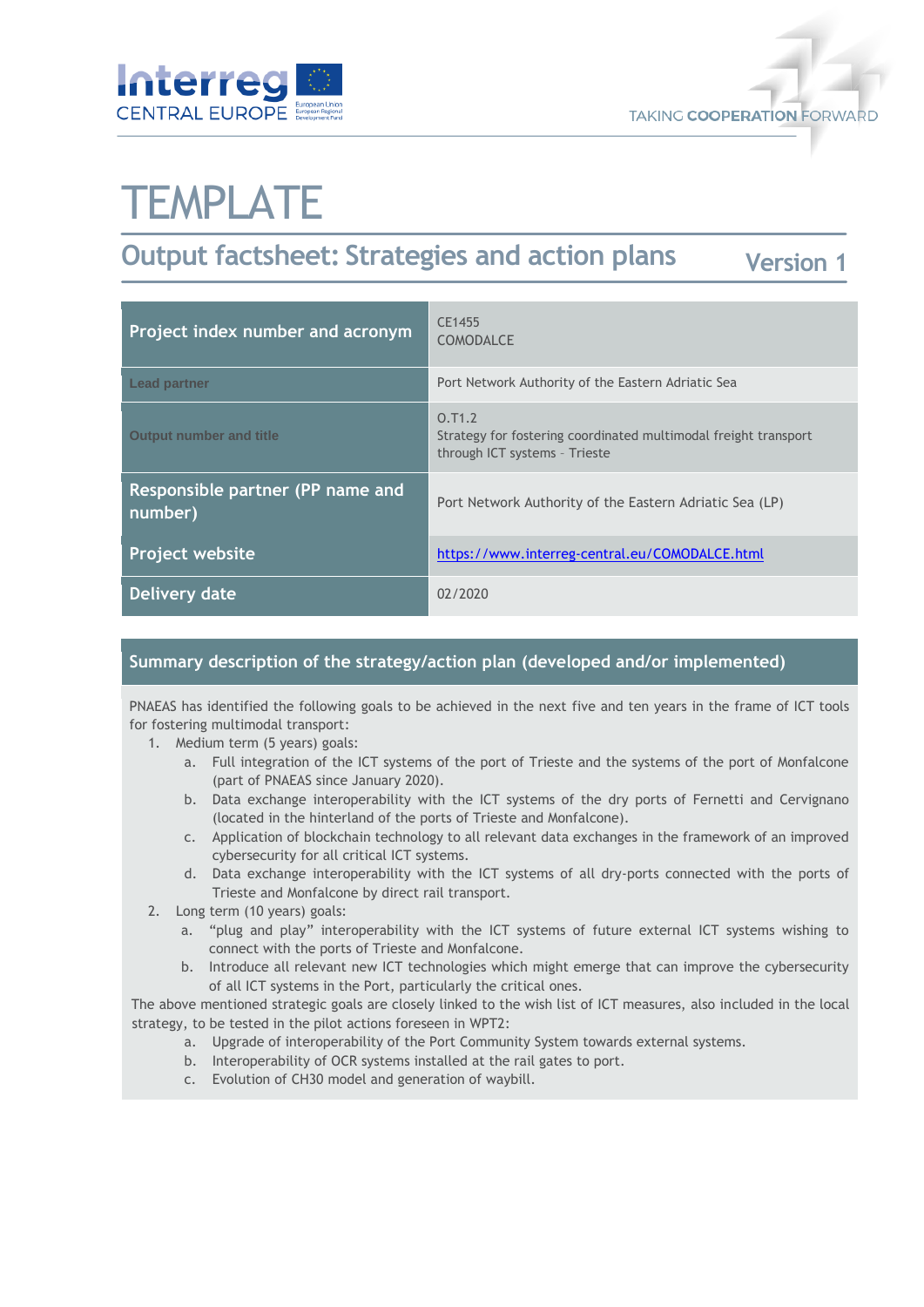# TEMPLATE

## Output factsheet: Strategies and action plans

Version 1

| Project index number and acronym | CE1455<br>COMODALCE |
|---|---|
| Lead partner | Port Network Authority of the Eastern Adriatic Sea |
| Output number and title | O.T1.2<br>Strategy for fostering coordinated multimodal freight transport through ICT systems - Trieste |
| Responsible partner (PP name and number) | Port Network Authority of the Eastern Adriatic Sea (LP) |
| Project website | https://www.interreg-central.eu/COMODALCE.html |
| Delivery date | 02/2020 |

### Summary description of the strategy/action plan (developed and/or implemented)

PNAEAS has identified the following goals to be achieved in the next five and ten years in the frame of ICT tools for fostering multimodal transport:

1. Medium term (5 years) goals:
   a. Full integration of the ICT systems of the port of Trieste and the systems of the port of Monfalcone (part of PNAEAS since January 2020).
   b. Data exchange interoperability with the ICT systems of the dry ports of Fernetti and Cervignano (located in the hinterland of the ports of Trieste and Monfalcone).
   c. Application of blockchain technology to all relevant data exchanges in the framework of an improved cybersecurity for all critical ICT systems.
   d. Data exchange interoperability with the ICT systems of all dry-ports connected with the ports of Trieste and Monfalcone by direct rail transport.
2. Long term (10 years) goals:
   a. "plug and play" interoperability with the ICT systems of future external ICT systems wishing to connect with the ports of Trieste and Monfalcone.
   b. Introduce all relevant new ICT technologies which might emerge that can improve the cybersecurity of all ICT systems in the Port, particularly the critical ones.

The above mentioned strategic goals are closely linked to the wish list of ICT measures, also included in the local strategy, to be tested in the pilot actions foreseen in WPT2:

a. Upgrade of interoperability of the Port Community System towards external systems.
b. Interoperability of OCR systems installed at the rail gates to port.
c. Evolution of CH30 model and generation of waybill.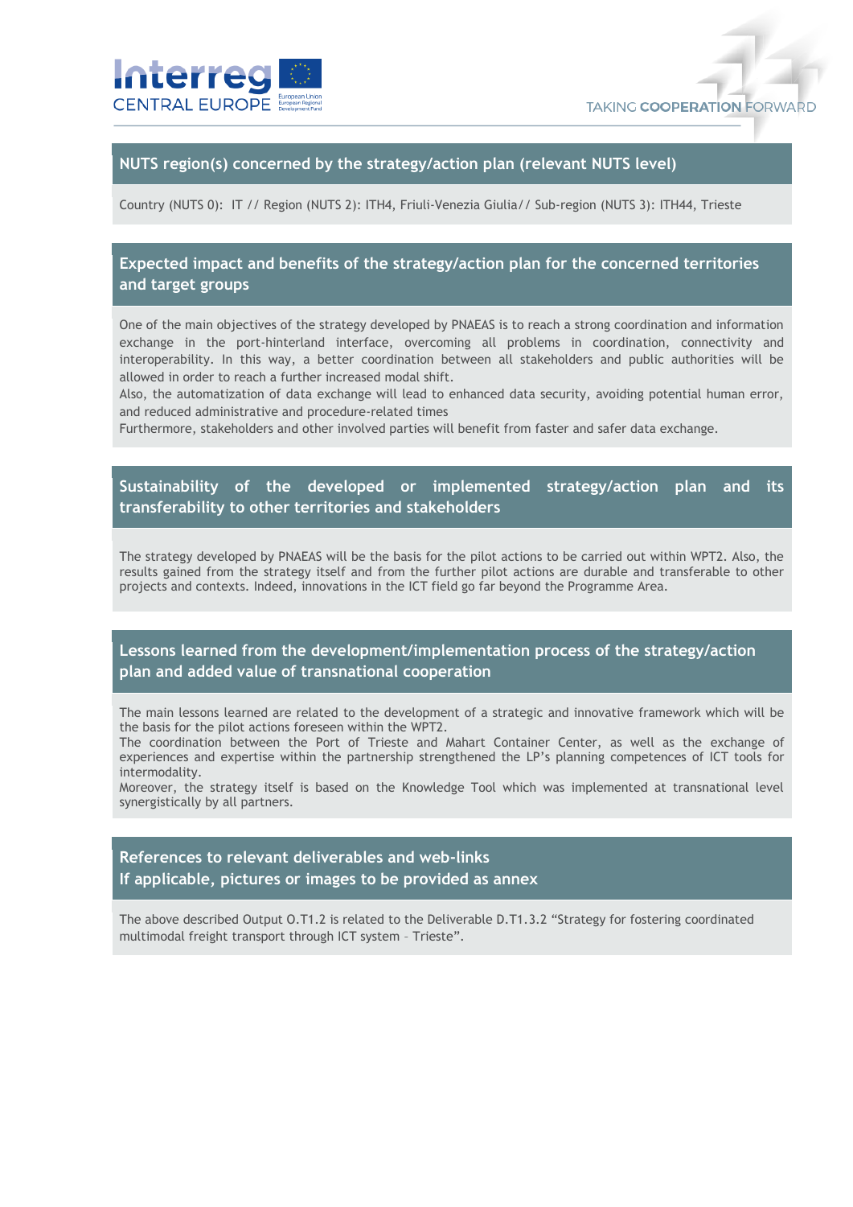## NUTS region(s) concerned by the strategy/action plan (relevant NUTS level)

Country (NUTS 0): IT // Region (NUTS 2): ITH4, Friuli-Venezia Giulia// Sub-region (NUTS 3): ITH44, Trieste

## Expected impact and benefits of the strategy/action plan for the concerned territories and target groups

One of the main objectives of the strategy developed by PNAEAS is to reach a strong coordination and information exchange in the port-hinterland interface, overcoming all problems in coordination, connectivity and interoperability. In this way, a better coordination between all stakeholders and public authorities will be allowed in order to reach a further increased modal shift.

Also, the automatization of data exchange will lead to enhanced data security, avoiding potential human error, and reduced administrative and procedure-related times

Furthermore, stakeholders and other involved parties will benefit from faster and safer data exchange.

## Sustainability of the developed or implemented strategy/action plan and its transferability to other territories and stakeholders

The strategy developed by PNAEAS will be the basis for the pilot actions to be carried out within WPT2. Also, the results gained from the strategy itself and from the further pilot actions are durable and transferable to other projects and contexts. Indeed, innovations in the ICT field go far beyond the Programme Area.

## Lessons learned from the development/implementation process of the strategy/action plan and added value of transnational cooperation

The main lessons learned are related to the development of a strategic and innovative framework which will be the basis for the pilot actions foreseen within the WPT2.

The coordination between the Port of Trieste and Mahart Container Center, as well as the exchange of experiences and expertise within the partnership strengthened the LP's planning competences of ICT tools for intermodality.

Moreover, the strategy itself is based on the Knowledge Tool which was implemented at transnational level synergistically by all partners.

## References to relevant deliverables and web-links
## If applicable, pictures or images to be provided as annex

The above described Output O.T1.2 is related to the Deliverable D.T1.3.2 "Strategy for fostering coordinated multimodal freight transport through ICT system – Trieste".